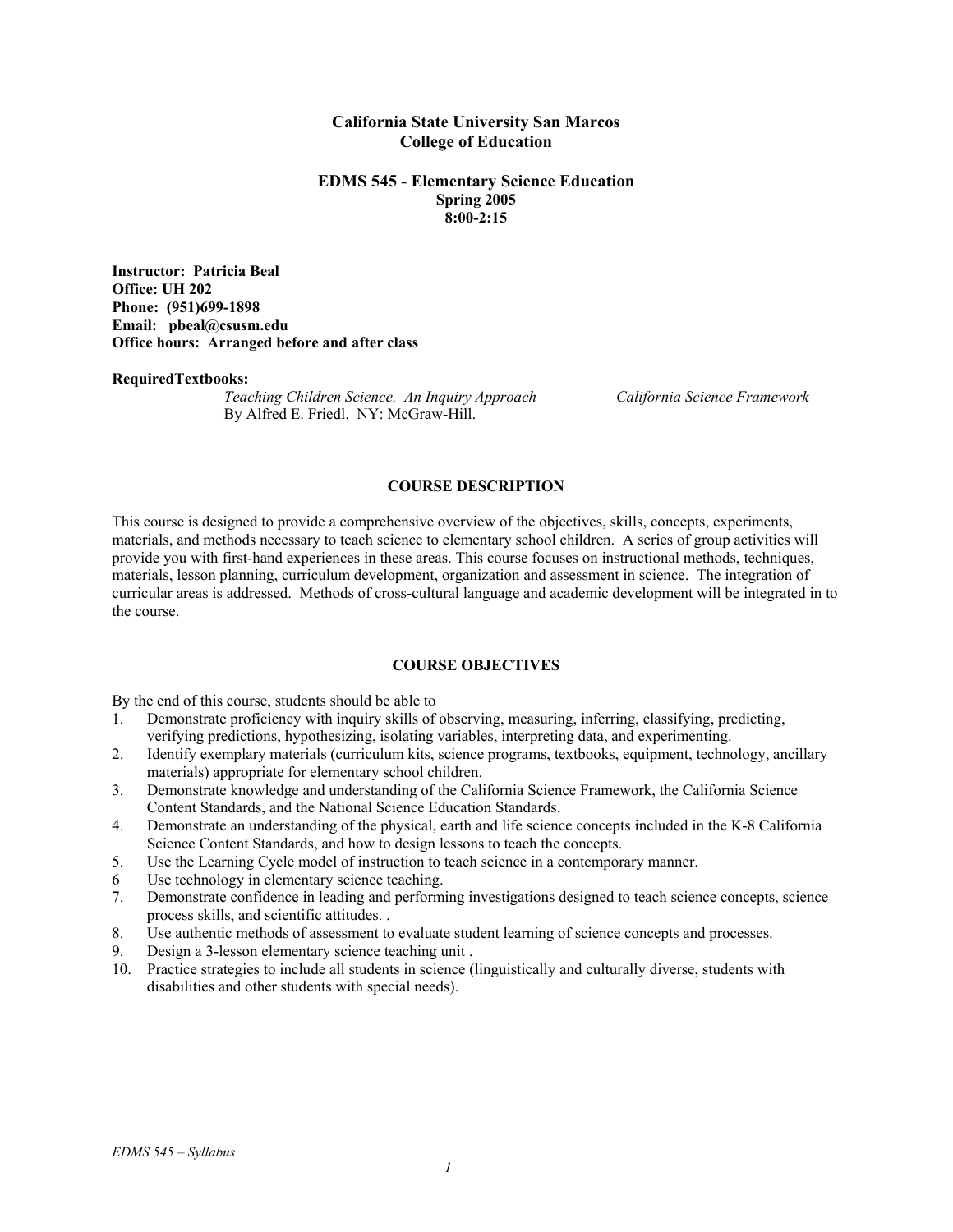# California State University San Marcos
## College of Education

## EDMS 545 - Elementary Science Education
**Spring 2005**
**8:00-2:15**

**Instructor: Patricia Beal**
**Office: UH 202**
**Phone: (951)699-1898**
**Email: pbeal@csusm.edu**
**Office hours: Arranged before and after class**

**RequiredTextbooks:**

*Teaching Children Science. An Inquiry Approach*
By Alfred E. Friedl. NY: McGraw-Hill.

*California Science Framework*

### COURSE DESCRIPTION

This course is designed to provide a comprehensive overview of the objectives, skills, concepts, experiments, materials, and methods necessary to teach science to elementary school children. A series of group activities will provide you with first-hand experiences in these areas. This course focuses on instructional methods, techniques, materials, lesson planning, curriculum development, organization and assessment in science. The integration of curricular areas is addressed. Methods of cross-cultural language and academic development will be integrated in to the course.

### COURSE OBJECTIVES

By the end of this course, students should be able to

1. Demonstrate proficiency with inquiry skills of observing, measuring, inferring, classifying, predicting, verifying predictions, hypothesizing, isolating variables, interpreting data, and experimenting.
2. Identify exemplary materials (curriculum kits, science programs, textbooks, equipment, technology, ancillary materials) appropriate for elementary school children.
3. Demonstrate knowledge and understanding of the California Science Framework, the California Science Content Standards, and the National Science Education Standards.
4. Demonstrate an understanding of the physical, earth and life science concepts included in the K-8 California Science Content Standards, and how to design lessons to teach the concepts.
5. Use the Learning Cycle model of instruction to teach science in a contemporary manner.
6. Use technology in elementary science teaching.
7. Demonstrate confidence in leading and performing investigations designed to teach science concepts, science process skills, and scientific attitudes. .
8. Use authentic methods of assessment to evaluate student learning of science concepts and processes.
9. Design a 3-lesson elementary science teaching unit .
10. Practice strategies to include all students in science (linguistically and culturally diverse, students with disabilities and other students with special needs).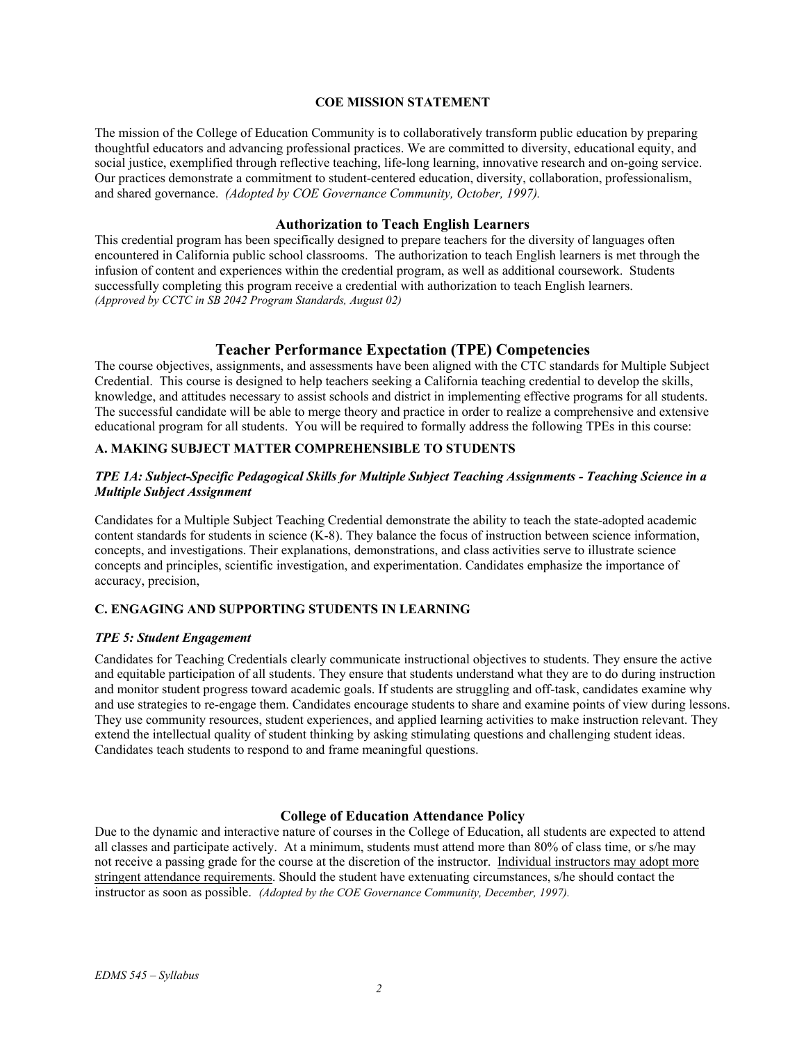## COE MISSION STATEMENT

The mission of the College of Education Community is to collaboratively transform public education by preparing thoughtful educators and advancing professional practices. We are committed to diversity, educational equity, and social justice, exemplified through reflective teaching, life-long learning, innovative research and on-going service. Our practices demonstrate a commitment to student-centered education, diversity, collaboration, professionalism, and shared governance. *(Adopted by COE Governance Community, October, 1997).*

## Authorization to Teach English Learners

This credential program has been specifically designed to prepare teachers for the diversity of languages often encountered in California public school classrooms. The authorization to teach English learners is met through the infusion of content and experiences within the credential program, as well as additional coursework. Students successfully completing this program receive a credential with authorization to teach English learners. *(Approved by CCTC in SB 2042 Program Standards, August 02)*

## Teacher Performance Expectation (TPE) Competencies

The course objectives, assignments, and assessments have been aligned with the CTC standards for Multiple Subject Credential. This course is designed to help teachers seeking a California teaching credential to develop the skills, knowledge, and attitudes necessary to assist schools and district in implementing effective programs for all students. The successful candidate will be able to merge theory and practice in order to realize a comprehensive and extensive educational program for all students. You will be required to formally address the following TPEs in this course:

### A. MAKING SUBJECT MATTER COMPREHENSIBLE TO STUDENTS

#### *TPE 1A: Subject-Specific Pedagogical Skills for Multiple Subject Teaching Assignments - Teaching Science in a Multiple Subject Assignment*

Candidates for a Multiple Subject Teaching Credential demonstrate the ability to teach the state-adopted academic content standards for students in science (K-8). They balance the focus of instruction between science information, concepts, and investigations. Their explanations, demonstrations, and class activities serve to illustrate science concepts and principles, scientific investigation, and experimentation. Candidates emphasize the importance of accuracy, precision,

### C. ENGAGING AND SUPPORTING STUDENTS IN LEARNING

#### *TPE 5: Student Engagement*

Candidates for Teaching Credentials clearly communicate instructional objectives to students. They ensure the active and equitable participation of all students. They ensure that students understand what they are to do during instruction and monitor student progress toward academic goals. If students are struggling and off-task, candidates examine why and use strategies to re-engage them. Candidates encourage students to share and examine points of view during lessons. They use community resources, student experiences, and applied learning activities to make instruction relevant. They extend the intellectual quality of student thinking by asking stimulating questions and challenging student ideas. Candidates teach students to respond to and frame meaningful questions.

## College of Education Attendance Policy

Due to the dynamic and interactive nature of courses in the College of Education, all students are expected to attend all classes and participate actively. At a minimum, students must attend more than 80% of class time, or s/he may not receive a passing grade for the course at the discretion of the instructor. Individual instructors may adopt more stringent attendance requirements. Should the student have extenuating circumstances, s/he should contact the instructor as soon as possible. *(Adopted by the COE Governance Community, December, 1997).*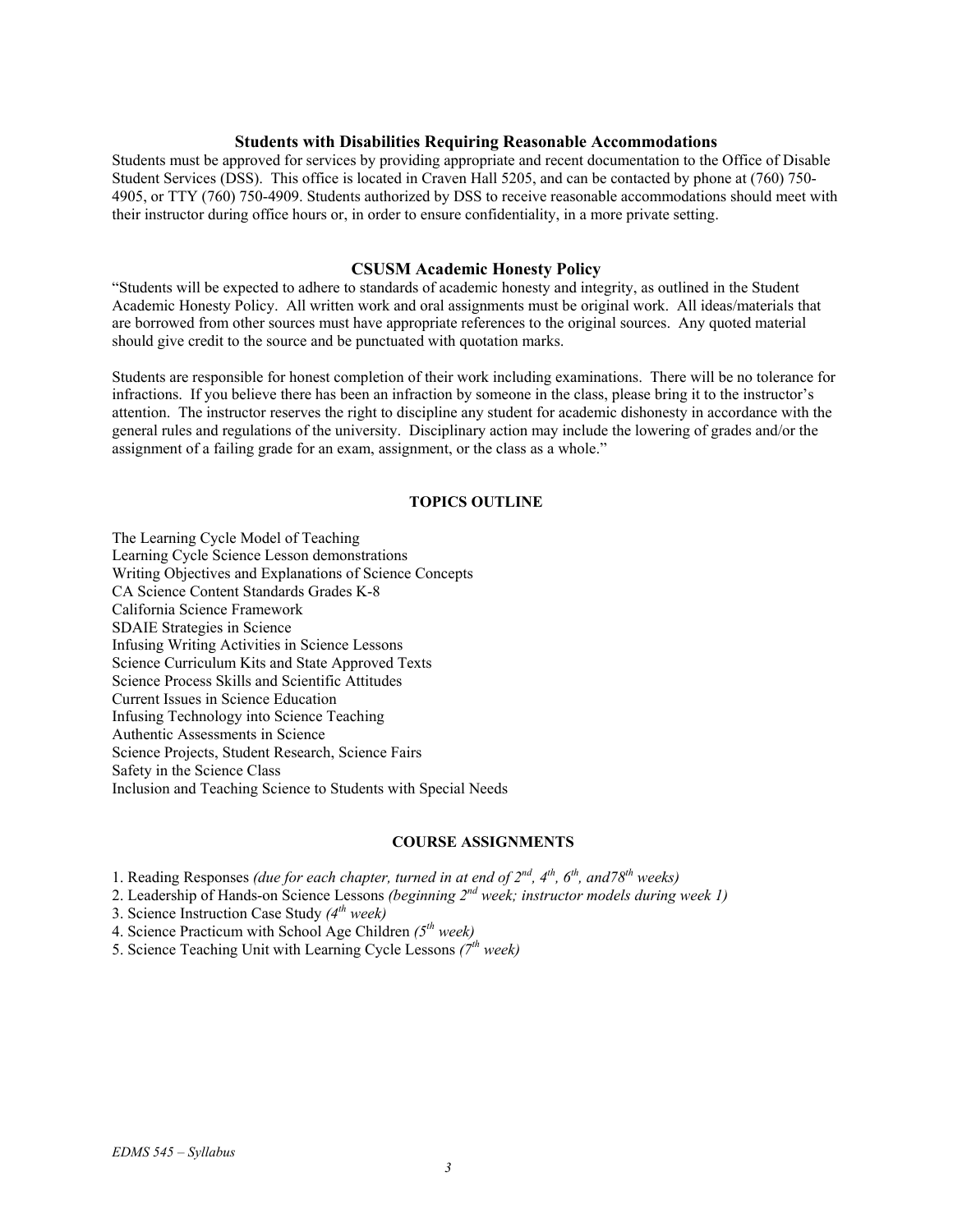### Students with Disabilities Requiring Reasonable Accommodations

Students must be approved for services by providing appropriate and recent documentation to the Office of Disable Student Services (DSS). This office is located in Craven Hall 5205, and can be contacted by phone at (760) 750-4905, or TTY (760) 750-4909. Students authorized by DSS to receive reasonable accommodations should meet with their instructor during office hours or, in order to ensure confidentiality, in a more private setting.

### CSUSM Academic Honesty Policy

"Students will be expected to adhere to standards of academic honesty and integrity, as outlined in the Student Academic Honesty Policy. All written work and oral assignments must be original work. All ideas/materials that are borrowed from other sources must have appropriate references to the original sources. Any quoted material should give credit to the source and be punctuated with quotation marks.

Students are responsible for honest completion of their work including examinations. There will be no tolerance for infractions. If you believe there has been an infraction by someone in the class, please bring it to the instructor's attention. The instructor reserves the right to discipline any student for academic dishonesty in accordance with the general rules and regulations of the university. Disciplinary action may include the lowering of grades and/or the assignment of a failing grade for an exam, assignment, or the class as a whole."

### TOPICS OUTLINE

The Learning Cycle Model of Teaching
Learning Cycle Science Lesson demonstrations
Writing Objectives and Explanations of Science Concepts
CA Science Content Standards Grades K-8
California Science Framework
SDAIE Strategies in Science
Infusing Writing Activities in Science Lessons
Science Curriculum Kits and State Approved Texts
Science Process Skills and Scientific Attitudes
Current Issues in Science Education
Infusing Technology into Science Teaching
Authentic Assessments in Science
Science Projects, Student Research, Science Fairs
Safety in the Science Class
Inclusion and Teaching Science to Students with Special Needs

### COURSE ASSIGNMENTS

1. Reading Responses *(due for each chapter, turned in at end of 2nd, 4th, 6th, and78th weeks)*
2. Leadership of Hands-on Science Lessons *(beginning 2nd week; instructor models during week 1)*
3. Science Instruction Case Study *(4th week)*
4. Science Practicum with School Age Children *(5th week)*
5. Science Teaching Unit with Learning Cycle Lessons *(7th week)*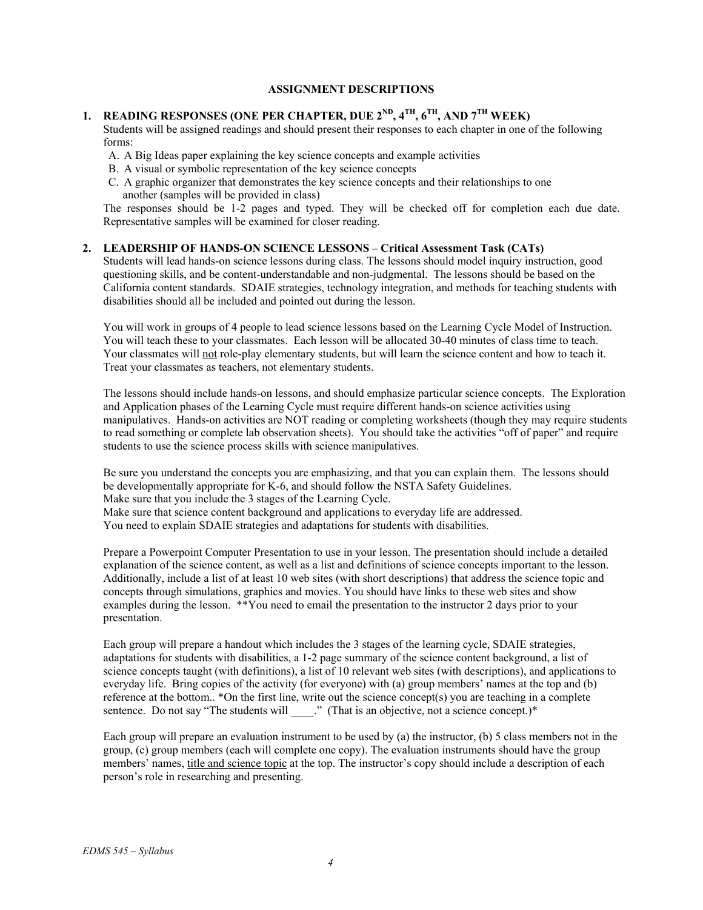## ASSIGNMENT DESCRIPTIONS

### 1. READING RESPONSES (ONE PER CHAPTER, DUE 2ND, 4TH, 6TH, AND 7TH WEEK)

Students will be assigned readings and should present their responses to each chapter in one of the following forms:

A. A Big Ideas paper explaining the key science concepts and example activities
B. A visual or symbolic representation of the key science concepts
C. A graphic organizer that demonstrates the key science concepts and their relationships to one another (samples will be provided in class)

The responses should be 1-2 pages and typed. They will be checked off for completion each due date. Representative samples will be examined for closer reading.

### 2. LEADERSHIP OF HANDS-ON SCIENCE LESSONS – Critical Assessment Task (CATs)

Students will lead hands-on science lessons during class. The lessons should model inquiry instruction, good questioning skills, and be content-understandable and non-judgmental. The lessons should be based on the California content standards. SDAIE strategies, technology integration, and methods for teaching students with disabilities should all be included and pointed out during the lesson.

You will work in groups of 4 people to lead science lessons based on the Learning Cycle Model of Instruction. You will teach these to your classmates. Each lesson will be allocated 30-40 minutes of class time to teach. Your classmates will not role-play elementary students, but will learn the science content and how to teach it. Treat your classmates as teachers, not elementary students.

The lessons should include hands-on lessons, and should emphasize particular science concepts. The Exploration and Application phases of the Learning Cycle must require different hands-on science activities using manipulatives. Hands-on activities are NOT reading or completing worksheets (though they may require students to read something or complete lab observation sheets). You should take the activities "off of paper" and require students to use the science process skills with science manipulatives.

Be sure you understand the concepts you are emphasizing, and that you can explain them. The lessons should be developmentally appropriate for K-6, and should follow the NSTA Safety Guidelines.
Make sure that you include the 3 stages of the Learning Cycle.
Make sure that science content background and applications to everyday life are addressed.
You need to explain SDAIE strategies and adaptations for students with disabilities.

Prepare a Powerpoint Computer Presentation to use in your lesson. The presentation should include a detailed explanation of the science content, as well as a list and definitions of science concepts important to the lesson. Additionally, include a list of at least 10 web sites (with short descriptions) that address the science topic and concepts through simulations, graphics and movies. You should have links to these web sites and show examples during the lesson. **You need to email the presentation to the instructor 2 days prior to your presentation.

Each group will prepare a handout which includes the 3 stages of the learning cycle, SDAIE strategies, adaptations for students with disabilities, a 1-2 page summary of the science content background, a list of science concepts taught (with definitions), a list of 10 relevant web sites (with descriptions), and applications to everyday life. Bring copies of the activity (for everyone) with (a) group members' names at the top and (b) reference at the bottom.. *On the first line, write out the science concept(s) you are teaching in a complete sentence. Do not say "The students will ____." (That is an objective, not a science concept.)*

Each group will prepare an evaluation instrument to be used by (a) the instructor, (b) 5 class members not in the group, (c) group members (each will complete one copy). The evaluation instruments should have the group members' names, title and science topic at the top. The instructor's copy should include a description of each person's role in researching and presenting.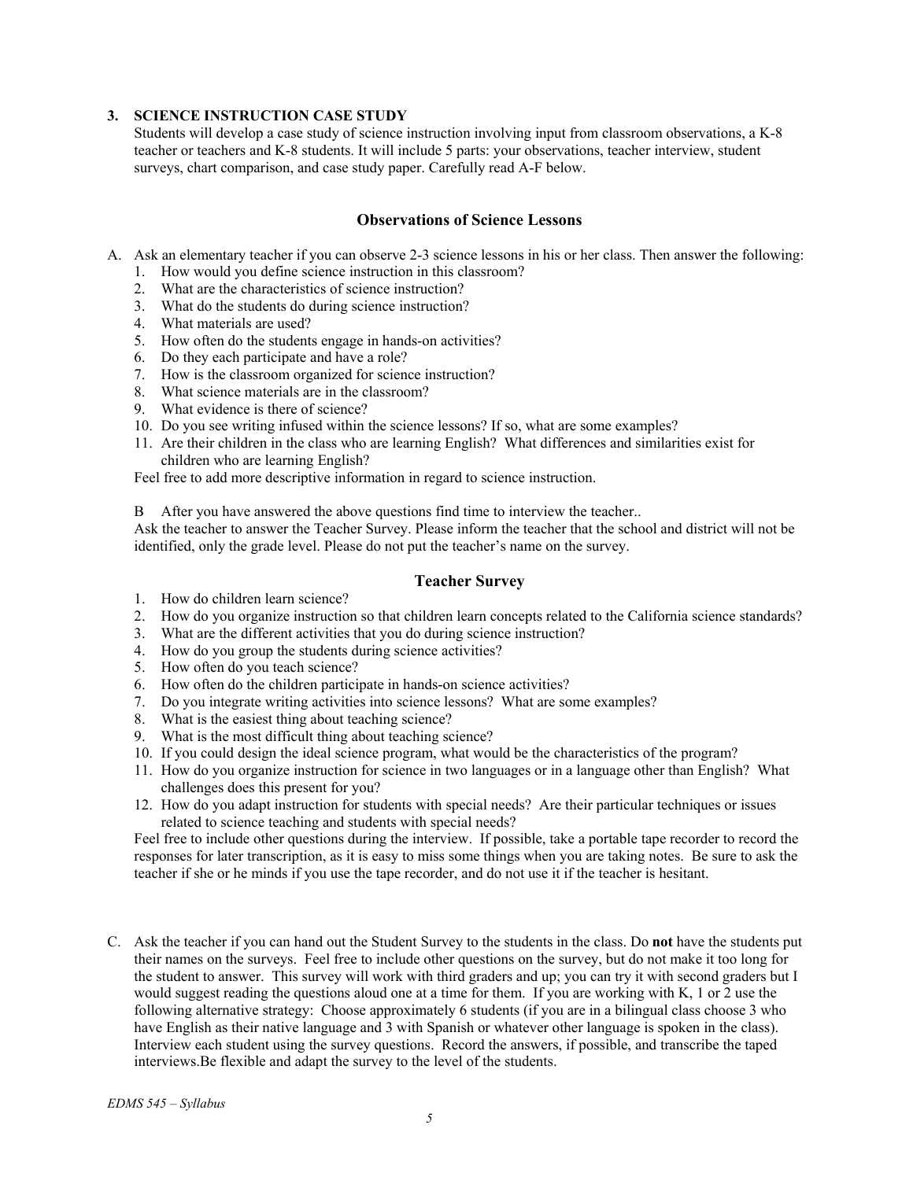### 3. SCIENCE INSTRUCTION CASE STUDY

Students will develop a case study of science instruction involving input from classroom observations, a K-8 teacher or teachers and K-8 students. It will include 5 parts: your observations, teacher interview, student surveys, chart comparison, and case study paper. Carefully read A-F below.

## Observations of Science Lessons

A. Ask an elementary teacher if you can observe 2-3 science lessons in his or her class. Then answer the following:

1. How would you define science instruction in this classroom?
2. What are the characteristics of science instruction?
3. What do the students do during science instruction?
4. What materials are used?
5. How often do the students engage in hands-on activities?
6. Do they each participate and have a role?
7. How is the classroom organized for science instruction?
8. What science materials are in the classroom?
9. What evidence is there of science?
10. Do you see writing infused within the science lessons? If so, what are some examples?
11. Are their children in the class who are learning English? What differences and similarities exist for children who are learning English?

Feel free to add more descriptive information in regard to science instruction.

B After you have answered the above questions find time to interview the teacher..
Ask the teacher to answer the Teacher Survey. Please inform the teacher that the school and district will not be identified, only the grade level. Please do not put the teacher's name on the survey.

## Teacher Survey

1. How do children learn science?
2. How do you organize instruction so that children learn concepts related to the California science standards?
3. What are the different activities that you do during science instruction?
4. How do you group the students during science activities?
5. How often do you teach science?
6. How often do the children participate in hands-on science activities?
7. Do you integrate writing activities into science lessons? What are some examples?
8. What is the easiest thing about teaching science?
9. What is the most difficult thing about teaching science?
10. If you could design the ideal science program, what would be the characteristics of the program?
11. How do you organize instruction for science in two languages or in a language other than English? What challenges does this present for you?
12. How do you adapt instruction for students with special needs? Are their particular techniques or issues related to science teaching and students with special needs?

Feel free to include other questions during the interview. If possible, take a portable tape recorder to record the responses for later transcription, as it is easy to miss some things when you are taking notes. Be sure to ask the teacher if she or he minds if you use the tape recorder, and do not use it if the teacher is hesitant.

C. Ask the teacher if you can hand out the Student Survey to the students in the class. Do **not** have the students put their names on the surveys. Feel free to include other questions on the survey, but do not make it too long for the student to answer. This survey will work with third graders and up; you can try it with second graders but I would suggest reading the questions aloud one at a time for them. If you are working with K, 1 or 2 use the following alternative strategy: Choose approximately 6 students (if you are in a bilingual class choose 3 who have English as their native language and 3 with Spanish or whatever other language is spoken in the class). Interview each student using the survey questions. Record the answers, if possible, and transcribe the taped interviews.Be flexible and adapt the survey to the level of the students.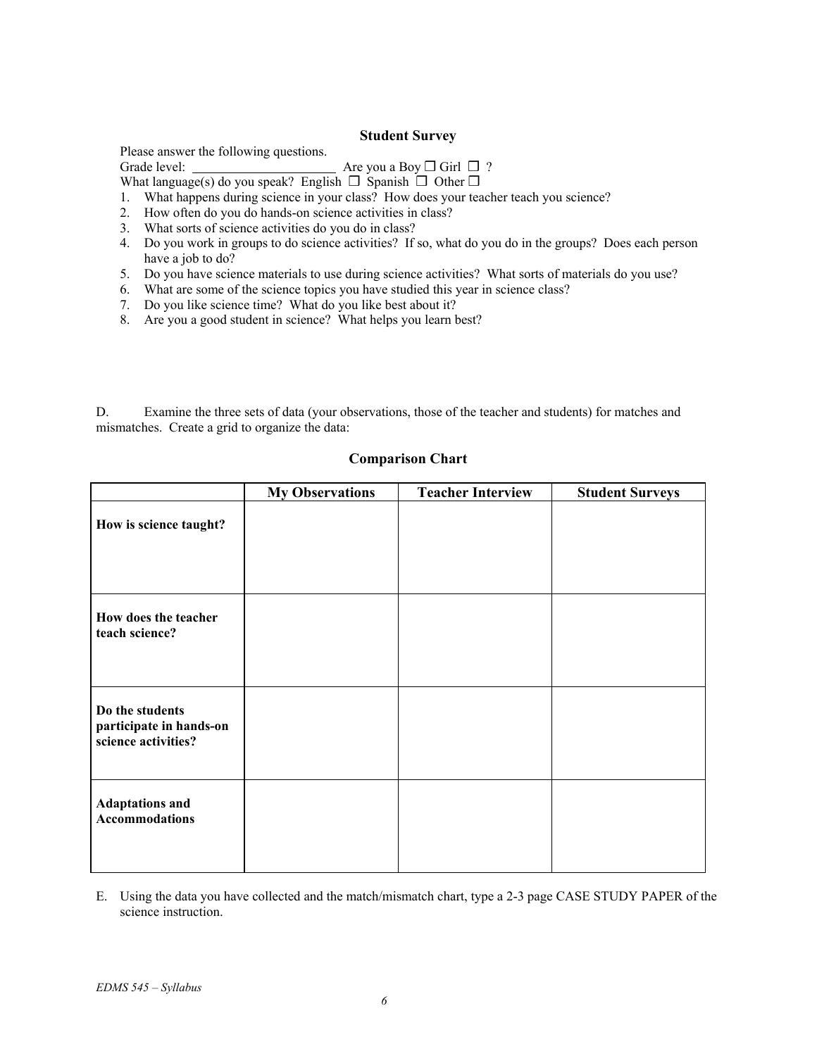### Student Survey

Please answer the following questions.

Grade level: ______________________ Are you a Boy ☐ Girl ☐ ?

What language(s) do you speak? English ☐ Spanish ☐ Other ☐

1. What happens during science in your class? How does your teacher teach you science?
2. How often do you do hands-on science activities in class?
3. What sorts of science activities do you do in class?
4. Do you work in groups to do science activities? If so, what do you do in the groups? Does each person have a job to do?
5. Do you have science materials to use during science activities? What sorts of materials do you use?
6. What are some of the science topics you have studied this year in science class?
7. Do you like science time? What do you like best about it?
8. Are you a good student in science? What helps you learn best?

D. Examine the three sets of data (your observations, those of the teacher and students) for matches and mismatches. Create a grid to organize the data:

### Comparison Chart

| | My Observations | Teacher Interview | Student Surveys |
|---|---|---|---|
| **How is science taught?** | | | |
| **How does the teacher teach science?** | | | |
| **Do the students participate in hands-on science activities?** | | | |
| **Adaptations and Accommodations** | | | |

E. Using the data you have collected and the match/mismatch chart, type a 2-3 page CASE STUDY PAPER of the science instruction.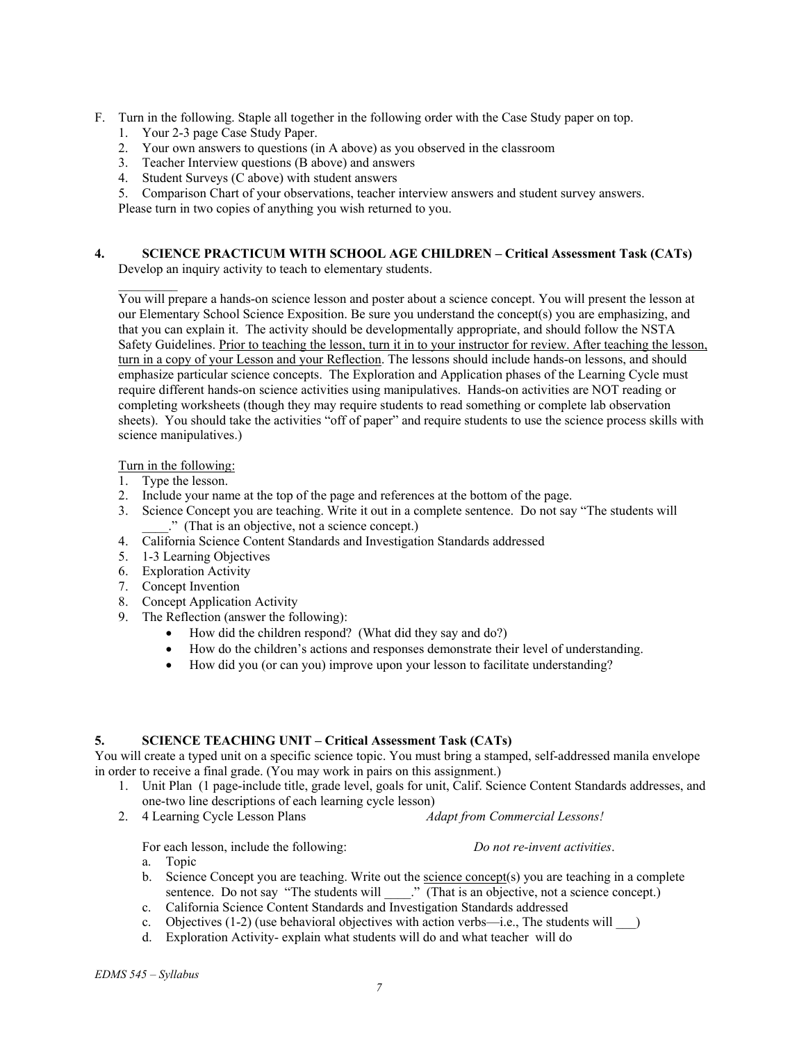F. Turn in the following. Staple all together in the following order with the Case Study paper on top.
   1. Your 2-3 page Case Study Paper.
   2. Your own answers to questions (in A above) as you observed in the classroom
   3. Teacher Interview questions (B above) and answers
   4. Student Surveys (C above) with student answers
   5. Comparison Chart of your observations, teacher interview answers and student survey answers.

   Please turn in two copies of anything you wish returned to you.

**4. SCIENCE PRACTICUM WITH SCHOOL AGE CHILDREN – Critical Assessment Task (CATs)**

Develop an inquiry activity to teach to elementary students.

_________

You will prepare a hands-on science lesson and poster about a science concept. You will present the lesson at our Elementary School Science Exposition. Be sure you understand the concept(s) you are emphasizing, and that you can explain it. The activity should be developmentally appropriate, and should follow the NSTA Safety Guidelines. <u>Prior to teaching the lesson, turn it in to your instructor for review. After teaching the lesson, turn in a copy of your Lesson and your Reflection</u>. The lessons should include hands-on lessons, and should emphasize particular science concepts. The Exploration and Application phases of the Learning Cycle must require different hands-on science activities using manipulatives. Hands-on activities are NOT reading or completing worksheets (though they may require students to read something or complete lab observation sheets). You should take the activities "off of paper" and require students to use the science process skills with science manipulatives.)

<u>Turn in the following:</u>

1. Type the lesson.
2. Include your name at the top of the page and references at the bottom of the page.
3. Science Concept you are teaching. Write it out in a complete sentence. Do not say "The students will ____." (That is an objective, not a science concept.)
4. California Science Content Standards and Investigation Standards addressed
5. 1-3 Learning Objectives
6. Exploration Activity
7. Concept Invention
8. Concept Application Activity
9. The Reflection (answer the following):
   - How did the children respond? (What did they say and do?)
   - How do the children's actions and responses demonstrate their level of understanding.
   - How did you (or can you) improve upon your lesson to facilitate understanding?

**5. SCIENCE TEACHING UNIT – Critical Assessment Task (CATs)**

You will create a typed unit on a specific science topic. You must bring a stamped, self-addressed manila envelope in order to receive a final grade. (You may work in pairs on this assignment.)

1. Unit Plan (1 page-include title, grade level, goals for unit, Calif. Science Content Standards addresses, and one-two line descriptions of each learning cycle lesson)
2. 4 Learning Cycle Lesson Plans *Adapt from Commercial Lessons!*

   For each lesson, include the following: *Do not re-invent activities*.

   a. Topic
   b. Science Concept you are teaching. Write out the <u>science concept</u>(s) you are teaching in a complete sentence. Do not say "The students will ____." (That is an objective, not a science concept.)
   c. California Science Content Standards and Investigation Standards addressed
   c. Objectives (1-2) (use behavioral objectives with action verbs—i.e., The students will ___)
   d. Exploration Activity- explain what students will do and what teacher will do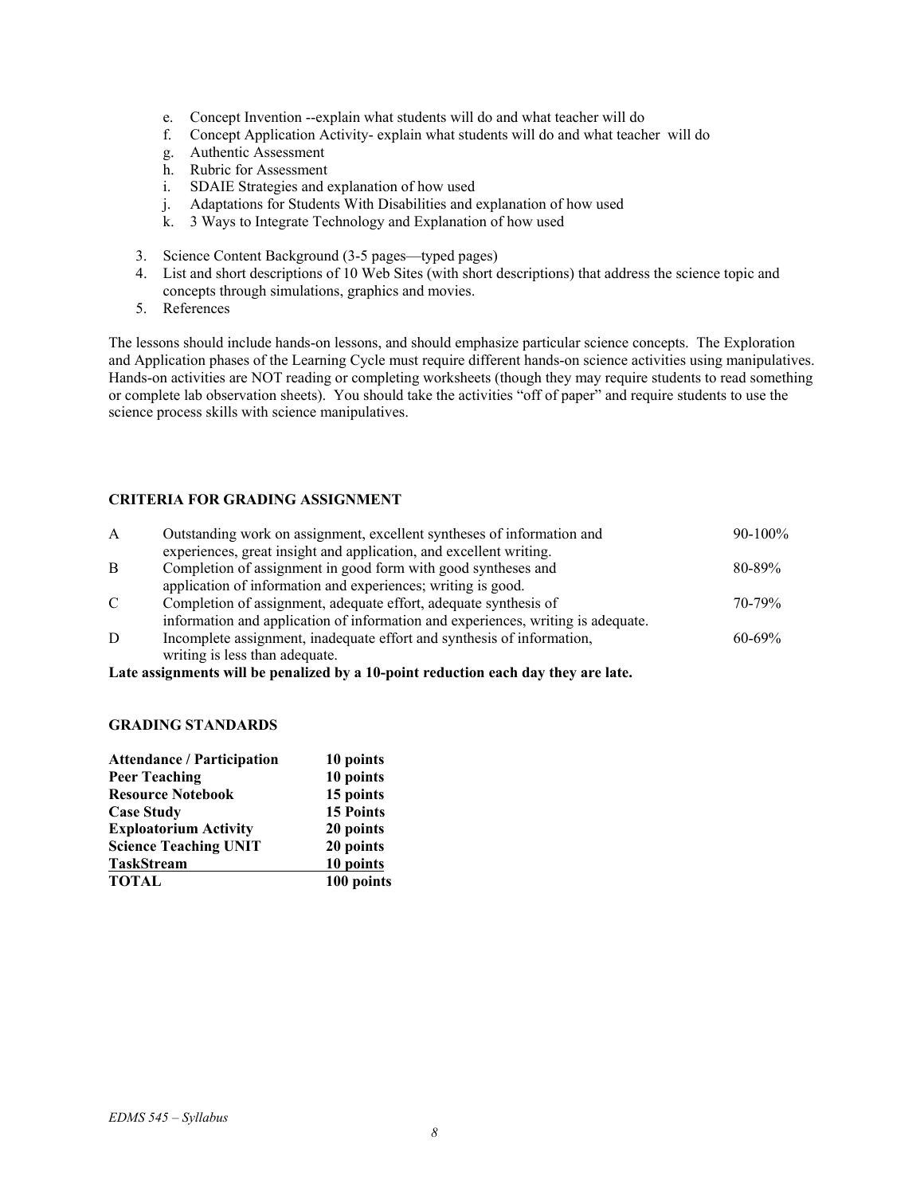e. Concept Invention --explain what students will do and what teacher will do
   f. Concept Application Activity- explain what students will do and what teacher will do
   g. Authentic Assessment
   h. Rubric for Assessment
   i. SDAIE Strategies and explanation of how used
   j. Adaptations for Students With Disabilities and explanation of how used
   k. 3 Ways to Integrate Technology and Explanation of how used

3. Science Content Background (3-5 pages—typed pages)
4. List and short descriptions of 10 Web Sites (with short descriptions) that address the science topic and concepts through simulations, graphics and movies.
5. References

The lessons should include hands-on lessons, and should emphasize particular science concepts. The Exploration and Application phases of the Learning Cycle must require different hands-on science activities using manipulatives. Hands-on activities are NOT reading or completing worksheets (though they may require students to read something or complete lab observation sheets). You should take the activities "off of paper" and require students to use the science process skills with science manipulatives.

### CRITERIA FOR GRADING ASSIGNMENT

| | | |
|---|---|---|
| A | Outstanding work on assignment, excellent syntheses of information and experiences, great insight and application, and excellent writing. | 90-100% |
| B | Completion of assignment in good form with good syntheses and application of information and experiences; writing is good. | 80-89% |
| C | Completion of assignment, adequate effort, adequate synthesis of information and application of information and experiences, writing is adequate. | 70-79% |
| D | Incomplete assignment, inadequate effort and synthesis of information, writing is less than adequate. | 60-69% |

**Late assignments will be penalized by a 10-point reduction each day they are late.**

### GRADING STANDARDS

| | |
|---|---|
| **Attendance / Participation** | **10 points** |
| **Peer Teaching** | **10 points** |
| **Resource Notebook** | **15 points** |
| **Case Study** | **15 Points** |
| **Exploatorium Activity** | **20 points** |
| **Science Teaching UNIT** | **20 points** |
| **TaskStream** | **10 points** |
| **TOTAL** | **100 points** |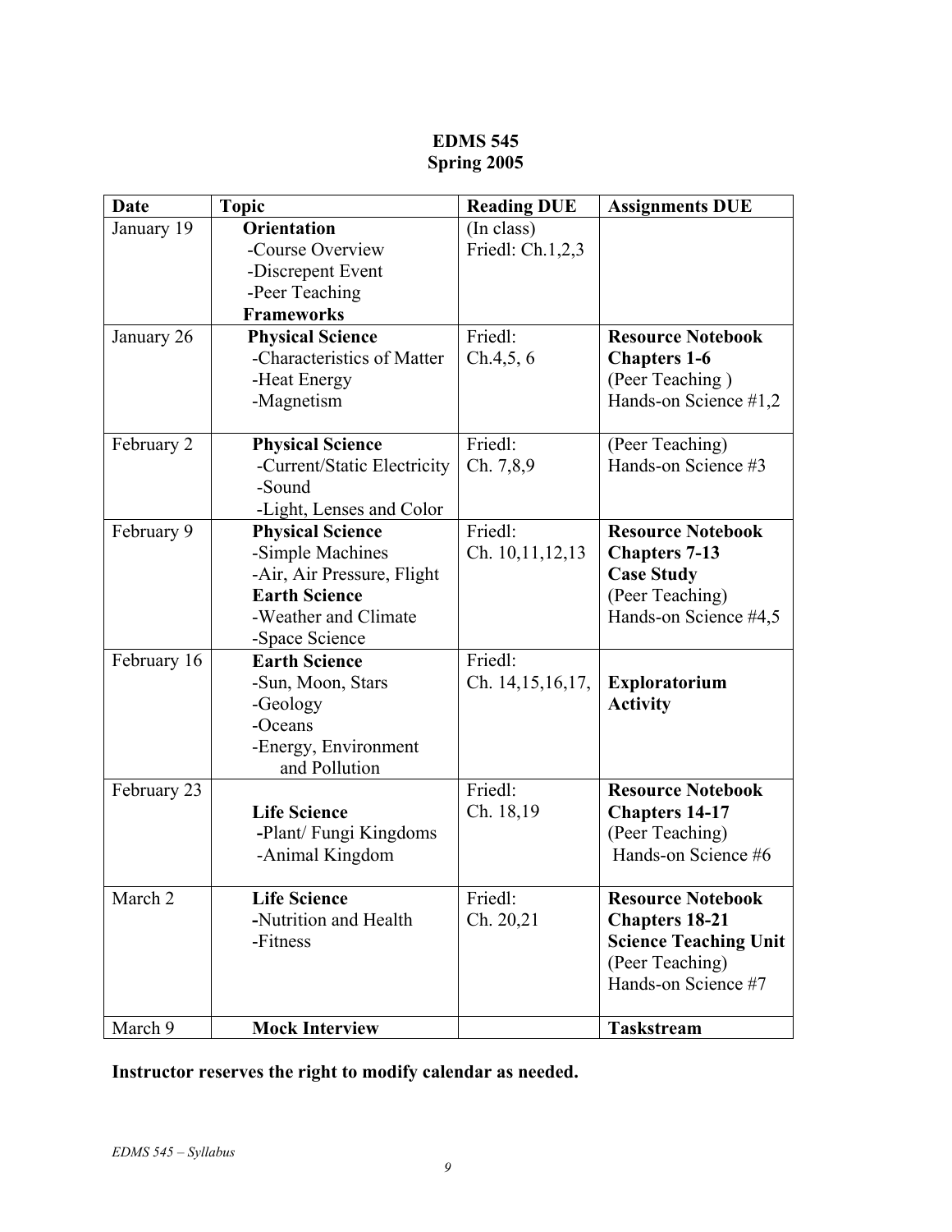**EDMS 545**
**Spring 2005**

| Date | Topic | Reading DUE | Assignments DUE |
|---|---|---|---|
| January 19 | **Orientation**<br>-Course Overview<br>-Discrepent Event<br>-Peer Teaching<br>**Frameworks** | (In class)<br>Friedl: Ch.1,2,3 | |
| January 26 | **Physical Science**<br>-Characteristics of Matter<br>-Heat Energy<br>-Magnetism | Friedl:<br>Ch.4,5, 6 | **Resource Notebook Chapters 1-6**<br>(Peer Teaching )<br>Hands-on Science #1,2 |
| February 2 | **Physical Science**<br>-Current/Static Electricity<br>-Sound<br>-Light, Lenses and Color | Friedl:<br>Ch. 7,8,9 | (Peer Teaching)<br>Hands-on Science #3 |
| February 9 | **Physical Science**<br>-Simple Machines<br>-Air, Air Pressure, Flight<br>**Earth Science**<br>-Weather and Climate<br>-Space Science | Friedl:<br>Ch. 10,11,12,13 | **Resource Notebook Chapters 7-13**<br>**Case Study**<br>(Peer Teaching)<br>Hands-on Science #4,5 |
| February 16 | **Earth Science**<br>-Sun, Moon, Stars<br>-Geology<br>-Oceans<br>-Energy, Environment and Pollution | Friedl:<br>Ch. 14,15,16,17, | **Exploratorium Activity** |
| February 23 | **Life Science**<br>-Plant/ Fungi Kingdoms<br>-Animal Kingdom | Friedl:<br>Ch. 18,19 | **Resource Notebook Chapters 14-17**<br>(Peer Teaching)<br>Hands-on Science #6 |
| March 2 | **Life Science**<br>-Nutrition and Health<br>-Fitness | Friedl:<br>Ch. 20,21 | **Resource Notebook Chapters 18-21**<br>**Science Teaching Unit**<br>(Peer Teaching)<br>Hands-on Science #7 |
| March 9 | **Mock Interview** | | **Taskstream** |

**Instructor reserves the right to modify calendar as needed.**